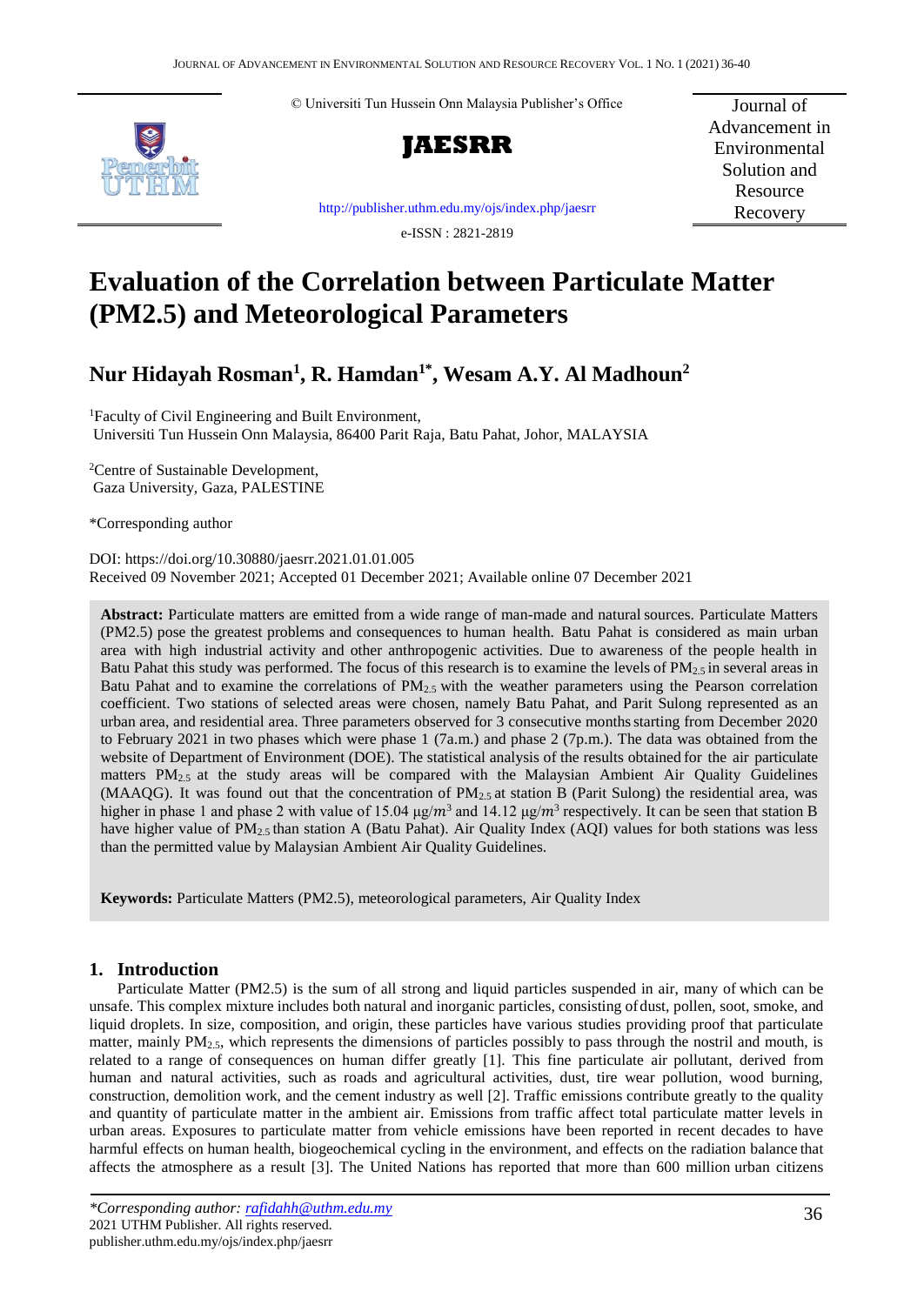© Universiti Tun Hussein Onn Malaysia Publisher's Office

**JAESRR**

Journal of Advancement in Environmental Solution and Resource Recovery

http://publisher.uthm.edu.my/ojs/index.php/jaesrr

e-ISSN : 2821-2819

# Evaluation of the Correlation between Particulate Matter (PM2.5) and Meteorological Parameters

## Nur Hidayah Rosman[1], R. Hamdan[1*], Wesam A.Y. Al Madhoun[2]

[1]Faculty of Civil Engineering and Built Environment,
Universiti Tun Hussein Onn Malaysia, 86400 Parit Raja, Batu Pahat, Johor, MALAYSIA

[2]Centre of Sustainable Development,
Gaza University, Gaza, PALESTINE

*Corresponding author

DOI: https://doi.org/10.30880/jaesrr.2021.01.01.005
Received 09 November 2021; Accepted 01 December 2021; Available online 07 December 2021

**Abstract:** Particulate matters are emitted from a wide range of man-made and natural sources. Particulate Matters (PM2.5) pose the greatest problems and consequences to human health. Batu Pahat is considered as main urban area with high industrial activity and other anthropogenic activities. Due to awareness of the people health in Batu Pahat this study was performed. The focus of this research is to examine the levels of $PM_{2.5}$ in several areas in Batu Pahat and to examine the correlations of $PM_{2.5}$ with the weather parameters using the Pearson correlation coefficient. Two stations of selected areas were chosen, namely Batu Pahat, and Parit Sulong represented as an urban area, and residential area. Three parameters observed for 3 consecutive months starting from December 2020 to February 2021 in two phases which were phase 1 (7a.m.) and phase 2 (7p.m.). The data was obtained from the website of Department of Environment (DOE). The statistical analysis of the results obtained for the air particulate matters $PM_{2.5}$ at the study areas will be compared with the Malaysian Ambient Air Quality Guidelines (MAAQG). It was found out that the concentration of $PM_{2.5}$ at station B (Parit Sulong) the residential area, was higher in phase 1 and phase 2 with value of 15.04 $\mu g/m^3$ and 14.12 $\mu g/m^3$ respectively. It can be seen that station B have higher value of $PM_{2.5}$ than station A (Batu Pahat). Air Quality Index (AQI) values for both stations was less than the permitted value by Malaysian Ambient Air Quality Guidelines.

**Keywords:** Particulate Matters (PM2.5), meteorological parameters, Air Quality Index

## 1. Introduction

Particulate Matter (PM2.5) is the sum of all strong and liquid particles suspended in air, many of which can be unsafe. This complex mixture includes both natural and inorganic particles, consisting of dust, pollen, soot, smoke, and liquid droplets. In size, composition, and origin, these particles have various studies providing proof that particulate matter, mainly $PM_{2.5}$, which represents the dimensions of particles possibly to pass through the nostril and mouth, is related to a range of consequences on human differ greatly [1]. This fine particulate air pollutant, derived from human and natural activities, such as roads and agricultural activities, dust, tire wear pollution, wood burning, construction, demolition work, and the cement industry as well [2]. Traffic emissions contribute greatly to the quality and quantity of particulate matter in the ambient air. Emissions from traffic affect total particulate matter levels in urban areas. Exposures to particulate matter from vehicle emissions have been reported in recent decades to have harmful effects on human health, biogeochemical cycling in the environment, and effects on the radiation balance that affects the atmosphere as a result [3]. The United Nations has reported that more than 600 million urban citizens

*\*Corresponding author: rafidahh@uthm.edu.my*
2021 UTHM Publisher. All rights reserved.
publisher.uthm.edu.my/ojs/index.php/jaesrr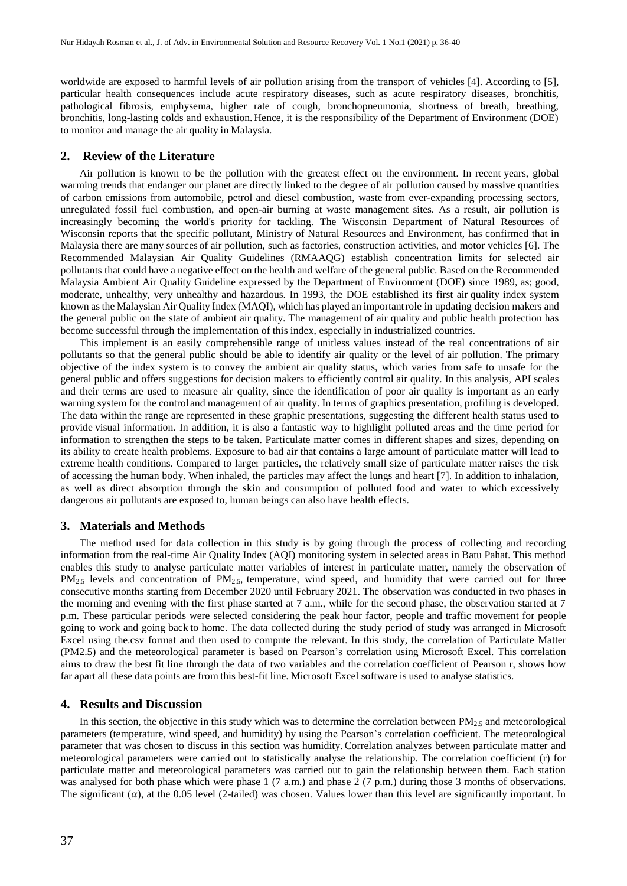worldwide are exposed to harmful levels of air pollution arising from the transport of vehicles [4]. According to [5], particular health consequences include acute respiratory diseases, such as acute respiratory diseases, bronchitis, pathological fibrosis, emphysema, higher rate of cough, bronchopneumonia, shortness of breath, breathing, bronchitis, long-lasting colds and exhaustion. Hence, it is the responsibility of the Department of Environment (DOE) to monitor and manage the air quality in Malaysia.

## 2. Review of the Literature

Air pollution is known to be the pollution with the greatest effect on the environment. In recent years, global warming trends that endanger our planet are directly linked to the degree of air pollution caused by massive quantities of carbon emissions from automobile, petrol and diesel combustion, waste from ever-expanding processing sectors, unregulated fossil fuel combustion, and open-air burning at waste management sites. As a result, air pollution is increasingly becoming the world's priority for tackling. The Wisconsin Department of Natural Resources of Wisconsin reports that the specific pollutant, Ministry of Natural Resources and Environment, has confirmed that in Malaysia there are many sources of air pollution, such as factories, construction activities, and motor vehicles [6]. The Recommended Malaysian Air Quality Guidelines (RMAAQG) establish concentration limits for selected air pollutants that could have a negative effect on the health and welfare of the general public. Based on the Recommended Malaysia Ambient Air Quality Guideline expressed by the Department of Environment (DOE) since 1989, as; good, moderate, unhealthy, very unhealthy and hazardous. In 1993, the DOE established its first air quality index system known as the Malaysian Air Quality Index (MAQI), which has played an important role in updating decision makers and the general public on the state of ambient air quality. The management of air quality and public health protection has become successful through the implementation of this index, especially in industrialized countries.

This implement is an easily comprehensible range of unitless values instead of the real concentrations of air pollutants so that the general public should be able to identify air quality or the level of air pollution. The primary objective of the index system is to convey the ambient air quality status, which varies from safe to unsafe for the general public and offers suggestions for decision makers to efficiently control air quality. In this analysis, API scales and their terms are used to measure air quality, since the identification of poor air quality is important as an early warning system for the control and management of air quality. In terms of graphics presentation, profiling is developed. The data within the range are represented in these graphic presentations, suggesting the different health status used to provide visual information. In addition, it is also a fantastic way to highlight polluted areas and the time period for information to strengthen the steps to be taken. Particulate matter comes in different shapes and sizes, depending on its ability to create health problems. Exposure to bad air that contains a large amount of particulate matter will lead to extreme health conditions. Compared to larger particles, the relatively small size of particulate matter raises the risk of accessing the human body. When inhaled, the particles may affect the lungs and heart [7]. In addition to inhalation, as well as direct absorption through the skin and consumption of polluted food and water to which excessively dangerous air pollutants are exposed to, human beings can also have health effects.

## 3. Materials and Methods

The method used for data collection in this study is by going through the process of collecting and recording information from the real-time Air Quality Index (AQI) monitoring system in selected areas in Batu Pahat. This method enables this study to analyse particulate matter variables of interest in particulate matter, namely the observation of $PM_{2.5}$ levels and concentration of $PM_{2.5}$, temperature, wind speed, and humidity that were carried out for three consecutive months starting from December 2020 until February 2021. The observation was conducted in two phases in the morning and evening with the first phase started at 7 a.m., while for the second phase, the observation started at 7 p.m. These particular periods were selected considering the peak hour factor, people and traffic movement for people going to work and going back to home. The data collected during the study period of study was arranged in Microsoft Excel using the.csv format and then used to compute the relevant. In this study, the correlation of Particulate Matter (PM2.5) and the meteorological parameter is based on Pearson's correlation using Microsoft Excel. This correlation aims to draw the best fit line through the data of two variables and the correlation coefficient of Pearson r, shows how far apart all these data points are from this best-fit line. Microsoft Excel software is used to analyse statistics.

## 4. Results and Discussion

In this section, the objective in this study which was to determine the correlation between $PM_{2.5}$ and meteorological parameters (temperature, wind speed, and humidity) by using the Pearson's correlation coefficient. The meteorological parameter that was chosen to discuss in this section was humidity. Correlation analyzes between particulate matter and meteorological parameters were carried out to statistically analyse the relationship. The correlation coefficient (r) for particulate matter and meteorological parameters was carried out to gain the relationship between them. Each station was analysed for both phase which were phase 1 (7 a.m.) and phase 2 (7 p.m.) during those 3 months of observations. The significant ($\alpha$), at the 0.05 level (2-tailed) was chosen. Values lower than this level are significantly important. In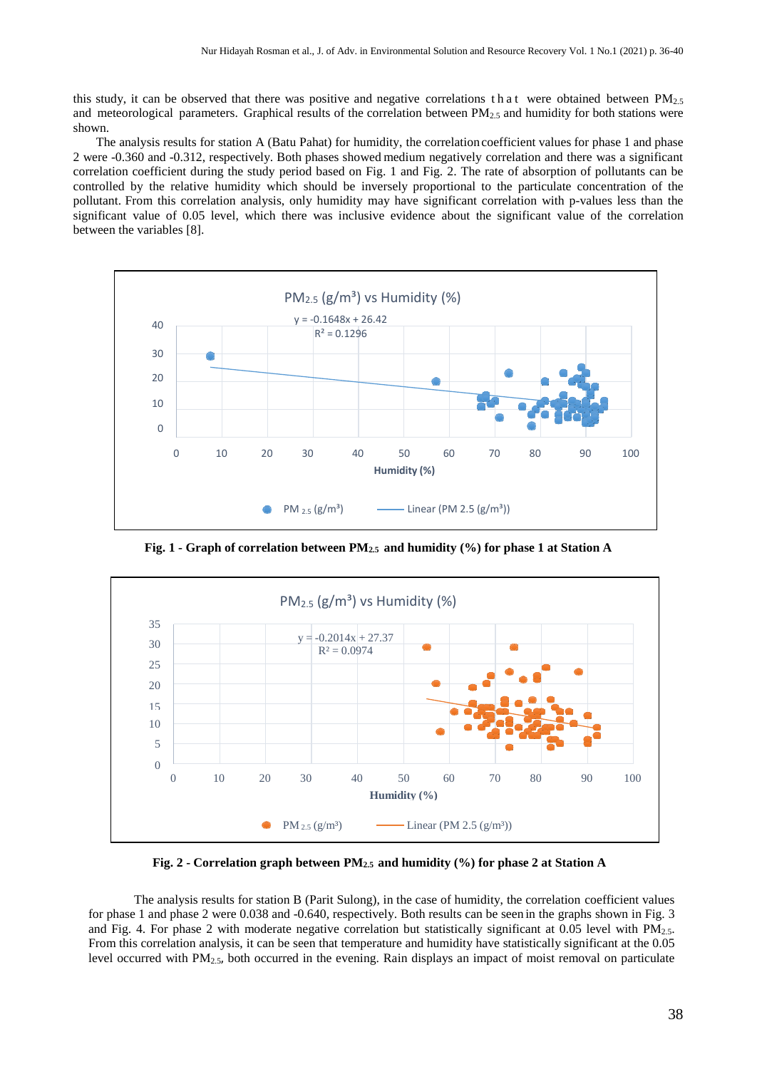this study, it can be observed that there was positive and negative correlations that were obtained between $PM_{2.5}$ and meteorological parameters. Graphical results of the correlation between $PM_{2.5}$ and humidity for both stations were shown.

The analysis results for station A (Batu Pahat) for humidity, the correlation coefficient values for phase 1 and phase 2 were -0.360 and -0.312, respectively. Both phases showed medium negatively correlation and there was a significant correlation coefficient during the study period based on Fig. 1 and Fig. 2. The rate of absorption of pollutants can be controlled by the relative humidity which should be inversely proportional to the particulate concentration of the pollutant. From this correlation analysis, only humidity may have significant correlation with p-values less than the significant value of 0.05 level, which there was inclusive evidence about the significant value of the correlation between the variables [8].

**Fig. 1 - Graph of correlation between $PM_{2.5}$ and humidity (%) for phase 1 at Station A**

**Fig. 2 - Correlation graph between $PM_{2.5}$ and humidity (%) for phase 2 at Station A**

The analysis results for station B (Parit Sulong), in the case of humidity, the correlation coefficient values for phase 1 and phase 2 were 0.038 and -0.640, respectively. Both results can be seen in the graphs shown in Fig. 3 and Fig. 4. For phase 2 with moderate negative correlation but statistically significant at 0.05 level with $PM_{2.5}$. From this correlation analysis, it can be seen that temperature and humidity have statistically significant at the 0.05 level occurred with $PM_{2.5}$, both occurred in the evening. Rain displays an impact of moist removal on particulate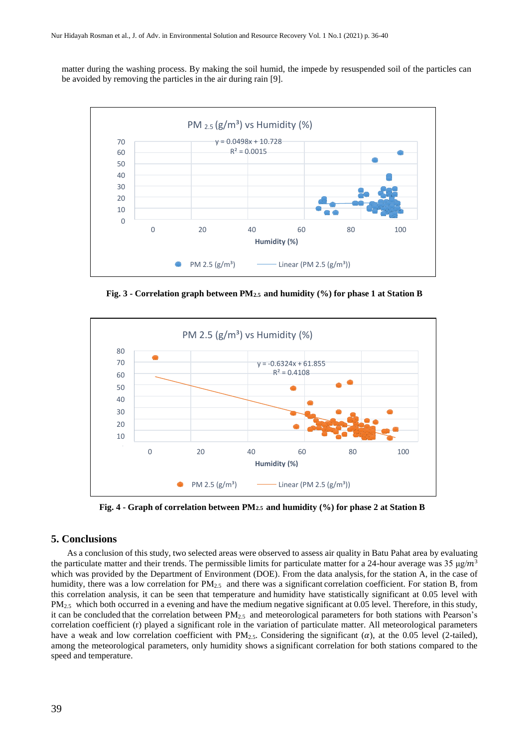matter during the washing process. By making the soil humid, the impede by resuspended soil of the particles can be avoided by removing the particles in the air during rain [9].

**Fig. 3 - Correlation graph between $PM_{2.5}$ and humidity (%) for phase 1 at Station B**

**Fig. 4 - Graph of correlation between $PM_{2.5}$ and humidity (%) for phase 2 at Station B**

## 5. Conclusions

As a conclusion of this study, two selected areas were observed to assess air quality in Batu Pahat area by evaluating the particulate matter and their trends. The permissible limits for particulate matter for a 24-hour average was 35 μg/$m^3$ which was provided by the Department of Environment (DOE). From the data analysis, for the station A, in the case of humidity, there was a low correlation for $PM_{2.5}$ and there was a significant correlation coefficient. For station B, from this correlation analysis, it can be seen that temperature and humidity have statistically significant at 0.05 level with $PM_{2.5}$ which both occurred in a evening and have the medium negative significant at 0.05 level. Therefore, in this study, it can be concluded that the correlation between $PM_{2.5}$ and meteorological parameters for both stations with Pearson's correlation coefficient (r) played a significant role in the variation of particulate matter. All meteorological parameters have a weak and low correlation coefficient with $PM_{2.5}$. Considering the significant ($\alpha$), at the 0.05 level (2-tailed), among the meteorological parameters, only humidity shows a significant correlation for both stations compared to the speed and temperature.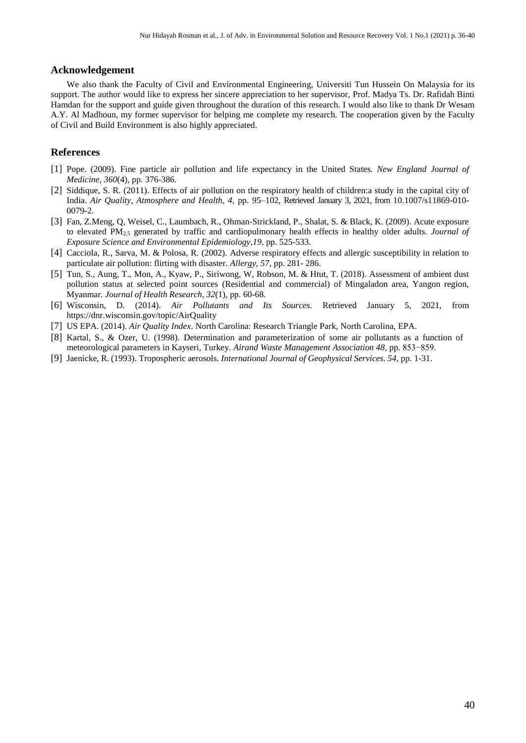## Acknowledgement

We also thank the Faculty of Civil and Environmental Engineering, Universiti Tun Hussein On Malaysia for its support. The author would like to express her sincere appreciation to her supervisor, Prof. Madya Ts. Dr. Rafidah Binti Hamdan for the support and guide given throughout the duration of this research. I would also like to thank Dr Wesam A.Y. Al Madhoun, my former supervisor for helping me complete my research. The cooperation given by the Faculty of Civil and Build Environment is also highly appreciated.

## References

[1] Pope. (2009). Fine particle air pollution and life expectancy in the United States. *New England Journal of Medicine, 360*(4), pp. 376-386.

[2] Siddique, S. R. (2011). Effects of air pollution on the respiratory health of children:a study in the capital city of India. *Air Quality, Atmosphere and Health*, *4*, pp. 95–102, Retrieved January 3, 2021, from 10.1007/s11869-010-0079-2.

[3] Fan, Z.Meng, Q, Weisel, C., Laumbach, R., Ohman-Strickland, P., Shalat, S. & Black, K. (2009). Acute exposure to elevated $PM_{2.5}$ generated by traffic and cardiopulmonary health effects in healthy older adults. *Journal of Exposure Science and Environmental Epidemiology,19*, pp. 525-533.

[4] Cacciola, R., Sarva, M. & Polosa, R. (2002). Adverse respiratory effects and allergic susceptibility in relation to particulate air pollution: flirting with disaster. *Allergy, 57*, pp. 281- 286.

[5] Tun, S., Aung, T., Mon, A., Kyaw, P., Siriwong, W, Robson, M. & Htut, T. (2018). Assessment of ambient dust pollution status at selected point sources (Residential and commercial) of Mingaladon area, Yangon region, Myanmar. *Journal of Health Research, 32*(1), pp. 60-68.

[6] Wisconsin, D. (2014). *Air Pollutants and Its Sources*. Retrieved January 5, 2021, from https://dnr.wisconsin.gov/topic/AirQuality

[7] US EPA. (2014). *Air Quality Index*. North Carolina: Research Triangle Park, North Carolina, EPA.

[8] Kartal, S., & Ozer, U. (1998). Determination and parameterization of some air pollutants as a function of meteorological parameters in Kayseri, Turkey. *Airand Waste Management Association 48*, pp. 853−859.

[9] Jaenicke, R. (1993). Tropospheric aerosols. *International Journal of Geophysical Services. 54*, pp. 1-31.